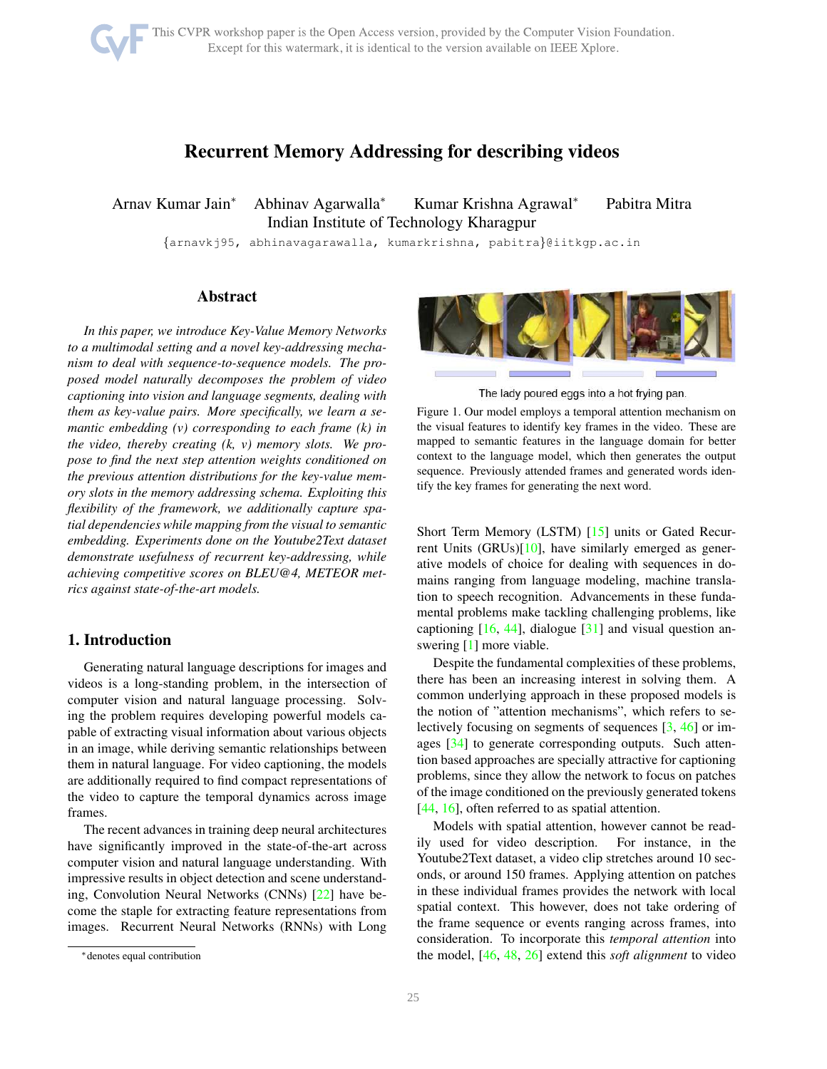# Recurrent Memory Addressing for describing videos

Arnav Kumar Jain* Abhinav Agarwalla* Kumar Krishna Agrawal* Pabitra Mitra
Indian Institute of Technology Kharagpur

{arnavkj95, abhinavagarawalla, kumarkrishna, pabitra}@iitkgp.ac.in

## Abstract

*In this paper, we introduce Key-Value Memory Networks to a multimodal setting and a novel key-addressing mechanism to deal with sequence-to-sequence models. The proposed model naturally decomposes the problem of video captioning into vision and language segments, dealing with them as key-value pairs. More specifically, we learn a semantic embedding (v) corresponding to each frame (k) in the video, thereby creating (k, v) memory slots. We propose to find the next step attention weights conditioned on the previous attention distributions for the key-value memory slots in the memory addressing schema. Exploiting this flexibility of the framework, we additionally capture spatial dependencies while mapping from the visual to semantic embedding. Experiments done on the Youtube2Text dataset demonstrate usefulness of recurrent key-addressing, while achieving competitive scores on BLEU@4, METEOR metrics against state-of-the-art models.*

The lady poured eggs into a hot frying pan.

Figure 1. Our model employs a temporal attention mechanism on the visual features to identify key frames in the video. These are mapped to semantic features in the language domain for better context to the language model, which then generates the output sequence. Previously attended frames and generated words identify the key frames for generating the next word.

## 1. Introduction

Generating natural language descriptions for images and videos is a long-standing problem, in the intersection of computer vision and natural language processing. Solving the problem requires developing powerful models capable of extracting visual information about various objects in an image, while deriving semantic relationships between them in natural language. For video captioning, the models are additionally required to find compact representations of the video to capture the temporal dynamics across image frames.

The recent advances in training deep neural architectures have significantly improved in the state-of-the-art across computer vision and natural language understanding. With impressive results in object detection and scene understanding, Convolution Neural Networks (CNNs) [22] have become the staple for extracting feature representations from images. Recurrent Neural Networks (RNNs) with Long Short Term Memory (LSTM) [15] units or Gated Recurrent Units (GRUs)[10], have similarly emerged as generative models of choice for dealing with sequences in domains ranging from language modeling, machine translation to speech recognition. Advancements in these fundamental problems make tackling challenging problems, like captioning [16, 44], dialogue [31] and visual question answering [1] more viable.

Despite the fundamental complexities of these problems, there has been an increasing interest in solving them. A common underlying approach in these proposed models is the notion of "attention mechanisms", which refers to selectively focusing on segments of sequences [3, 46] or images [34] to generate corresponding outputs. Such attention based approaches are specially attractive for captioning problems, since they allow the network to focus on patches of the image conditioned on the previously generated tokens [44, 16], often referred to as spatial attention.

Models with spatial attention, however cannot be readily used for video description. For instance, in the Youtube2Text dataset, a video clip stretches around 10 seconds, or around 150 frames. Applying attention on patches in these individual frames provides the network with local spatial context. This however, does not take ordering of the frame sequence or events ranging across frames, into consideration. To incorporate this *temporal attention* into the model, [46, 48, 26] extend this *soft alignment* to video

*denotes equal contribution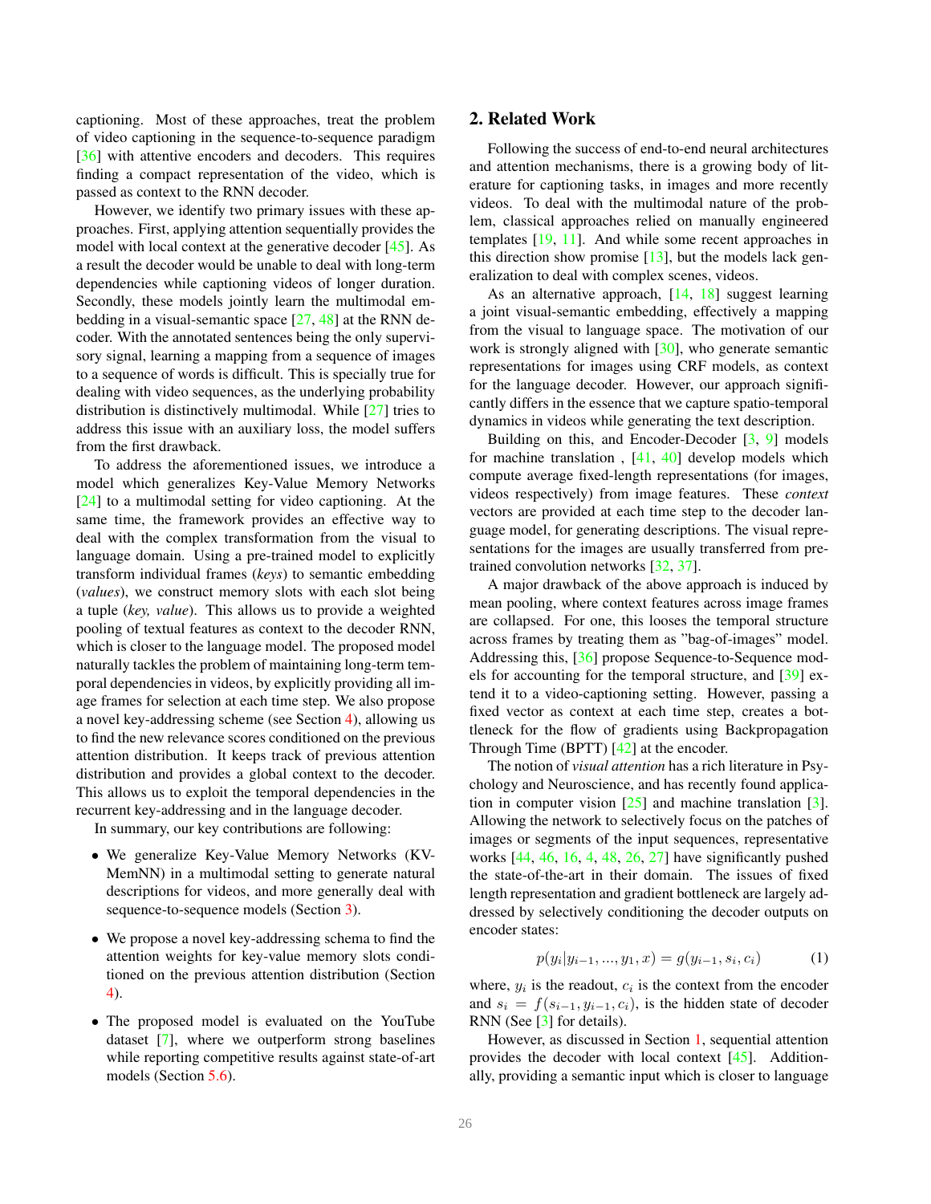captioning. Most of these approaches, treat the problem of video captioning in the sequence-to-sequence paradigm [36] with attentive encoders and decoders. This requires finding a compact representation of the video, which is passed as context to the RNN decoder.

However, we identify two primary issues with these approaches. First, applying attention sequentially provides the model with local context at the generative decoder [45]. As a result the decoder would be unable to deal with long-term dependencies while captioning videos of longer duration. Secondly, these models jointly learn the multimodal embedding in a visual-semantic space [27, 48] at the RNN decoder. With the annotated sentences being the only supervisory signal, learning a mapping from a sequence of images to a sequence of words is difficult. This is specially true for dealing with video sequences, as the underlying probability distribution is distinctively multimodal. While [27] tries to address this issue with an auxiliary loss, the model suffers from the first drawback.

To address the aforementioned issues, we introduce a model which generalizes Key-Value Memory Networks [24] to a multimodal setting for video captioning. At the same time, the framework provides an effective way to deal with the complex transformation from the visual to language domain. Using a pre-trained model to explicitly transform individual frames (*keys*) to semantic embedding (*values*), we construct memory slots with each slot being a tuple (*key, value*). This allows us to provide a weighted pooling of textual features as context to the decoder RNN, which is closer to the language model. The proposed model naturally tackles the problem of maintaining long-term temporal dependencies in videos, by explicitly providing all image frames for selection at each time step. We also propose a novel key-addressing scheme (see Section 4), allowing us to find the new relevance scores conditioned on the previous attention distribution. It keeps track of previous attention distribution and provides a global context to the decoder. This allows us to exploit the temporal dependencies in the recurrent key-addressing and in the language decoder.

In summary, our key contributions are following:

- We generalize Key-Value Memory Networks (KV-MemNN) in a multimodal setting to generate natural descriptions for videos, and more generally deal with sequence-to-sequence models (Section 3).
- We propose a novel key-addressing schema to find the attention weights for key-value memory slots conditioned on the previous attention distribution (Section 4).
- The proposed model is evaluated on the YouTube dataset [7], where we outperform strong baselines while reporting competitive results against state-of-art models (Section 5.6).

## 2. Related Work

Following the success of end-to-end neural architectures and attention mechanisms, there is a growing body of literature for captioning tasks, in images and more recently videos. To deal with the multimodal nature of the problem, classical approaches relied on manually engineered templates [19, 11]. And while some recent approaches in this direction show promise [13], but the models lack generalization to deal with complex scenes, videos.

As an alternative approach, [14, 18] suggest learning a joint visual-semantic embedding, effectively a mapping from the visual to language space. The motivation of our work is strongly aligned with [30], who generate semantic representations for images using CRF models, as context for the language decoder. However, our approach significantly differs in the essence that we capture spatio-temporal dynamics in videos while generating the text description.

Building on this, and Encoder-Decoder [3, 9] models for machine translation , [41, 40] develop models which compute average fixed-length representations (for images, videos respectively) from image features. These *context* vectors are provided at each time step to the decoder language model, for generating descriptions. The visual representations for the images are usually transferred from pre-trained convolution networks [32, 37].

A major drawback of the above approach is induced by mean pooling, where context features across image frames are collapsed. For one, this looses the temporal structure across frames by treating them as "bag-of-images" model. Addressing this, [36] propose Sequence-to-Sequence models for accounting for the temporal structure, and [39] extend it to a video-captioning setting. However, passing a fixed vector as context at each time step, creates a bottleneck for the flow of gradients using Backpropagation Through Time (BPTT) [42] at the encoder.

The notion of *visual attention* has a rich literature in Psychology and Neuroscience, and has recently found application in computer vision [25] and machine translation [3]. Allowing the network to selectively focus on the patches of images or segments of the input sequences, representative works [44, 46, 16, 4, 48, 26, 27] have significantly pushed the state-of-the-art in their domain. The issues of fixed length representation and gradient bottleneck are largely addressed by selectively conditioning the decoder outputs on encoder states:

$$p(y_i|y_{i-1},...,y_1,x) = g(y_{i-1}, s_i, c_i) \tag{1}$$

where, $y_i$ is the readout, $c_i$ is the context from the encoder and $s_i = f(s_{i-1}, y_{i-1}, c_i)$, is the hidden state of decoder RNN (See [3] for details).

However, as discussed in Section 1, sequential attention provides the decoder with local context [45]. Additionally, providing a semantic input which is closer to language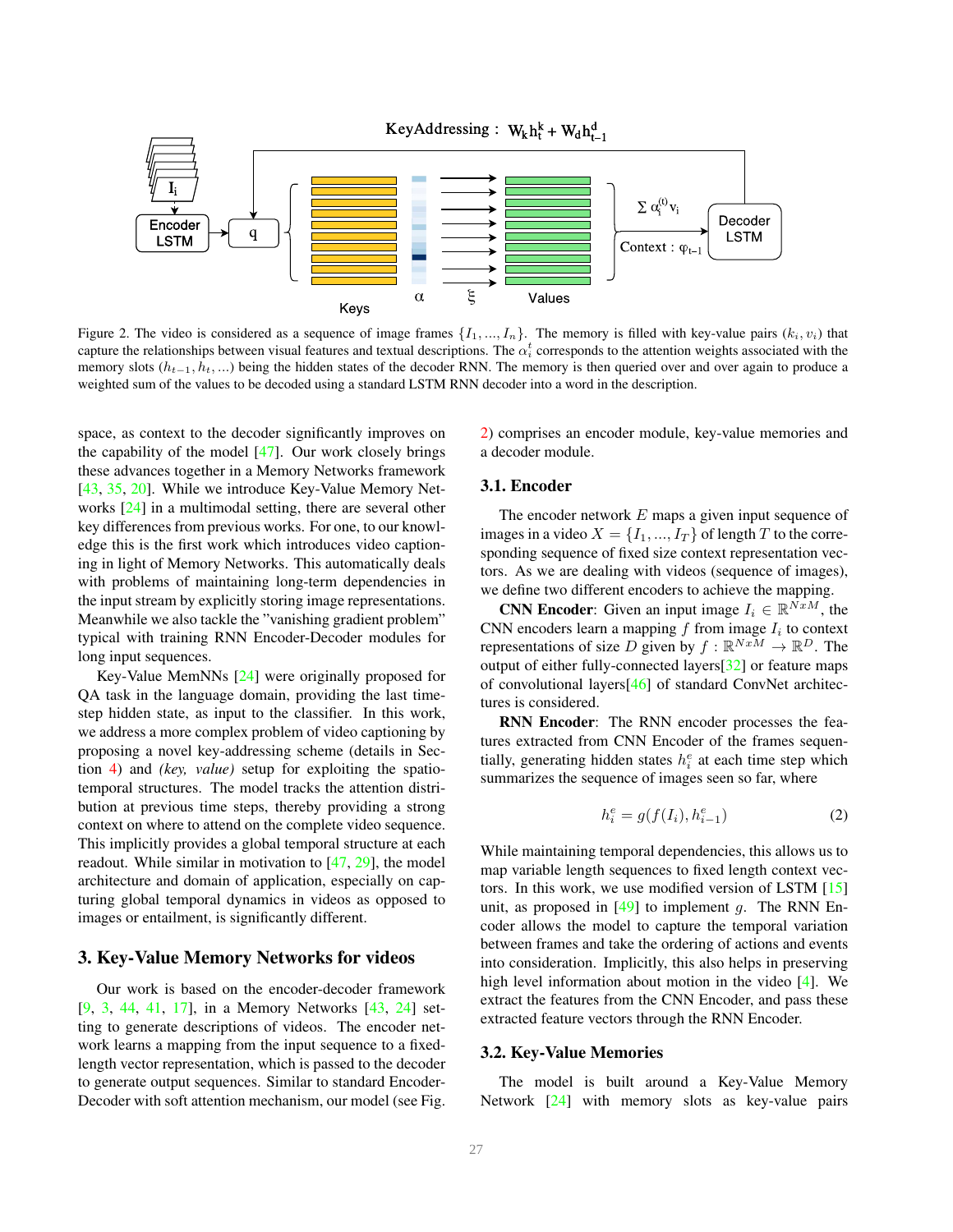Figure 2. The video is considered as a sequence of image frames $\{I_1, ..., I_n\}$. The memory is filled with key-value pairs $(k_i, v_i)$ that capture the relationships between visual features and textual descriptions. The $\alpha_i^t$ corresponds to the attention weights associated with the memory slots $(h_{t-1}, h_t, ...)$ being the hidden states of the decoder RNN. The memory is then queried over and over again to produce a weighted sum of the values to be decoded using a standard LSTM RNN decoder into a word in the description.

space, as context to the decoder significantly improves on the capability of the model [47]. Our work closely brings these advances together in a Memory Networks framework [43, 35, 20]. While we introduce Key-Value Memory Networks [24] in a multimodal setting, there are several other key differences from previous works. For one, to our knowledge this is the first work which introduces video captioning in light of Memory Networks. This automatically deals with problems of maintaining long-term dependencies in the input stream by explicitly storing image representations. Meanwhile we also tackle the "vanishing gradient problem" typical with training RNN Encoder-Decoder modules for long input sequences.

Key-Value MemNNs [24] were originally proposed for QA task in the language domain, providing the last time-step hidden state, as input to the classifier. In this work, we address a more complex problem of video captioning by proposing a novel key-addressing scheme (details in Section 4) and *(key, value)* setup for exploiting the spatio-temporal structures. The model tracks the attention distribution at previous time steps, thereby providing a strong context on where to attend on the complete video sequence. This implicitly provides a global temporal structure at each readout. While similar in motivation to [47, 29], the model architecture and domain of application, especially on capturing global temporal dynamics in videos as opposed to images or entailment, is significantly different.

## 3. Key-Value Memory Networks for videos

Our work is based on the encoder-decoder framework [9, 3, 44, 41, 17], in a Memory Networks [43, 24] setting to generate descriptions of videos. The encoder network learns a mapping from the input sequence to a fixed-length vector representation, which is passed to the decoder to generate output sequences. Similar to standard Encoder-Decoder with soft attention mechanism, our model (see Fig. 2) comprises an encoder module, key-value memories and a decoder module.

### 3.1. Encoder

The encoder network $E$ maps a given input sequence of images in a video $X = \{I_1, ..., I_T\}$ of length $T$ to the corresponding sequence of fixed size context representation vectors. As we are dealing with videos (sequence of images), we define two different encoders to achieve the mapping.

**CNN Encoder**: Given an input image $I_i \in \mathbb{R}^{NxM}$, the CNN encoders learn a mapping $f$ from image $I_i$ to context representations of size $D$ given by $f : \mathbb{R}^{NxM} \to \mathbb{R}^D$. The output of either fully-connected layers[32] or feature maps of convolutional layers[46] of standard ConvNet architectures is considered.

**RNN Encoder**: The RNN encoder processes the features extracted from CNN Encoder of the frames sequentially, generating hidden states $h_i^e$ at each time step which summarizes the sequence of images seen so far, where

$$h_i^e = g(f(I_i), h_{i-1}^e) \tag{2}$$

While maintaining temporal dependencies, this allows us to map variable length sequences to fixed length context vectors. In this work, we use modified version of LSTM [15] unit, as proposed in [49] to implement $g$. The RNN Encoder allows the model to capture the temporal variation between frames and take the ordering of actions and events into consideration. Implicitly, this also helps in preserving high level information about motion in the video [4]. We extract the features from the CNN Encoder, and pass these extracted feature vectors through the RNN Encoder.

### 3.2. Key-Value Memories

The model is built around a Key-Value Memory Network [24] with memory slots as key-value pairs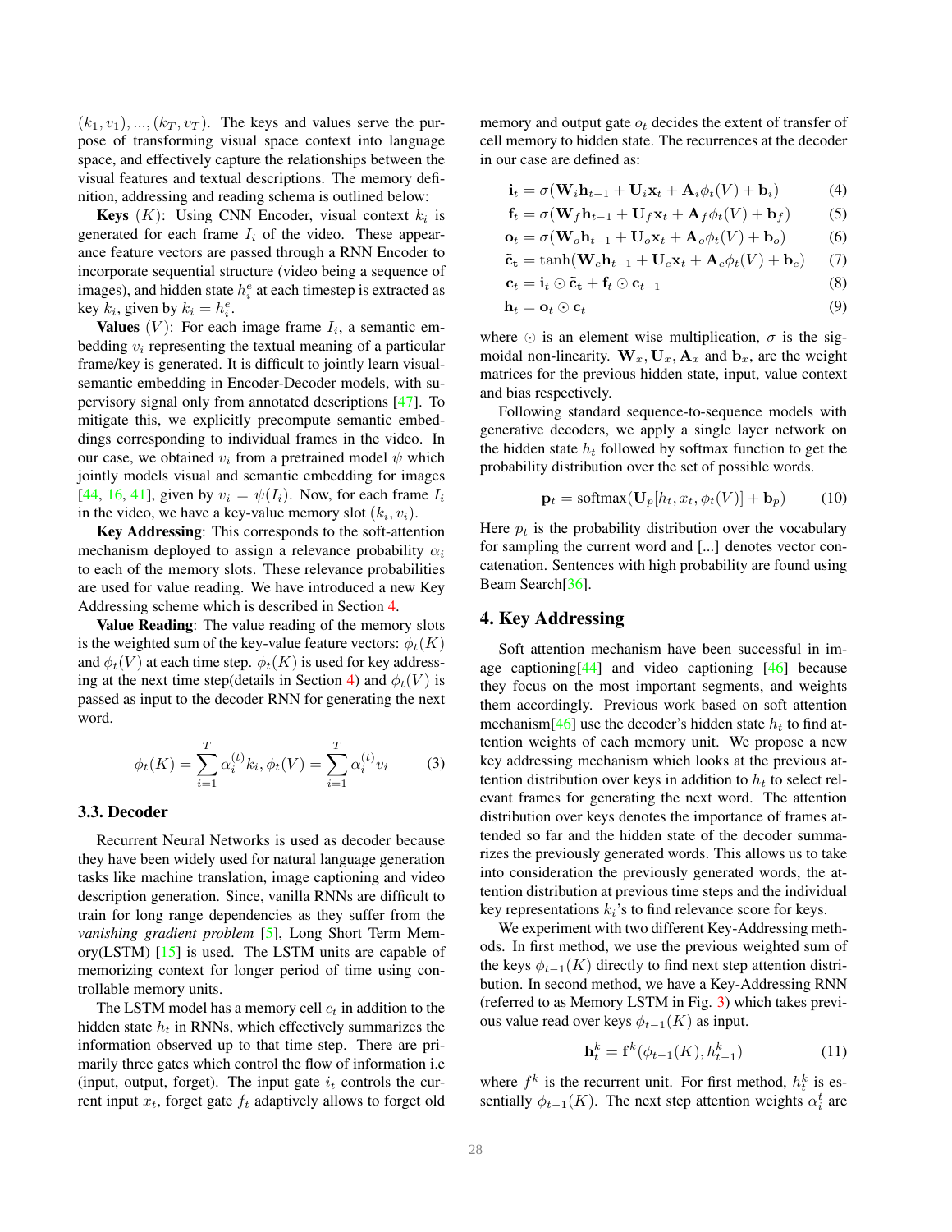$(k_1, v_1), ..., (k_T, v_T)$. The keys and values serve the purpose of transforming visual space context into language space, and effectively capture the relationships between the visual features and textual descriptions. The memory definition, addressing and reading schema is outlined below:

**Keys** $(K)$: Using CNN Encoder, visual context $k_i$ is generated for each frame $I_i$ of the video. These appearance feature vectors are passed through a RNN Encoder to incorporate sequential structure (video being a sequence of images), and hidden state $h_i^e$ at each timestep is extracted as key $k_i$, given by $k_i = h_i^e$.

**Values** $(V)$: For each image frame $I_i$, a semantic embedding $v_i$ representing the textual meaning of a particular frame/key is generated. It is difficult to jointly learn visual-semantic embedding in Encoder-Decoder models, with supervisory signal only from annotated descriptions [47]. To mitigate this, we explicitly precompute semantic embeddings corresponding to individual frames in the video. In our case, we obtained $v_i$ from a pretrained model $\psi$ which jointly models visual and semantic embedding for images [44, 16, 41], given by $v_i = \psi(I_i)$. Now, for each frame $I_i$ in the video, we have a key-value memory slot $(k_i, v_i)$.

**Key Addressing**: This corresponds to the soft-attention mechanism deployed to assign a relevance probability $\alpha_i$ to each of the memory slots. These relevance probabilities are used for value reading. We have introduced a new Key Addressing scheme which is described in Section 4.

**Value Reading**: The value reading of the memory slots is the weighted sum of the key-value feature vectors: $\phi_t(K)$ and $\phi_t(V)$ at each time step. $\phi_t(K)$ is used for key addressing at the next time step(details in Section 4) and $\phi_t(V)$ is passed as input to the decoder RNN for generating the next word.

$$\phi_t(K) = \sum_{i=1}^{T} \alpha_i^{(t)} k_i, \phi_t(V) = \sum_{i=1}^{T} \alpha_i^{(t)} v_i \tag{3}$$

### 3.3. Decoder

Recurrent Neural Networks is used as decoder because they have been widely used for natural language generation tasks like machine translation, image captioning and video description generation. Since, vanilla RNNs are difficult to train for long range dependencies as they suffer from the *vanishing gradient problem* [5], Long Short Term Memory(LSTM) [15] is used. The LSTM units are capable of memorizing context for longer period of time using controllable memory units.

The LSTM model has a memory cell $c_t$ in addition to the hidden state $h_t$ in RNNs, which effectively summarizes the information observed up to that time step. There are primarily three gates which control the flow of information i.e (input, output, forget). The input gate $i_t$ controls the current input $x_t$, forget gate $f_t$ adaptively allows to forget old memory and output gate $o_t$ decides the extent of transfer of cell memory to hidden state. The recurrences at the decoder in our case are defined as:

$$\mathbf{i}_t = \sigma(\mathbf{W}_i\mathbf{h}_{t-1} + \mathbf{U}_i\mathbf{x}_t + \mathbf{A}_i\phi_t(V) + \mathbf{b}_i) \tag{4}$$

$$\mathbf{f}_t = \sigma(\mathbf{W}_f\mathbf{h}_{t-1} + \mathbf{U}_f\mathbf{x}_t + \mathbf{A}_f\phi_t(V) + \mathbf{b}_f) \tag{5}$$

$$\mathbf{o}_t = \sigma(\mathbf{W}_o\mathbf{h}_{t-1} + \mathbf{U}_o\mathbf{x}_t + \mathbf{A}_o\phi_t(V) + \mathbf{b}_o) \tag{6}$$

$$\tilde{\mathbf{c}}_\mathbf{t} = \tanh(\mathbf{W}_c\mathbf{h}_{t-1} + \mathbf{U}_c\mathbf{x}_t + \mathbf{A}_c\phi_t(V) + \mathbf{b}_c) \tag{7}$$

$$\mathbf{c}_t = \mathbf{i}_t \odot \tilde{\mathbf{c}}_\mathbf{t} + \mathbf{f}_t \odot \mathbf{c}_{t-1} \tag{8}$$

$$\mathbf{h}_t = \mathbf{o}_t \odot \mathbf{c}_t \tag{9}$$

where $\odot$ is an element wise multiplication, $\sigma$ is the sigmoidal non-linearity. $\mathbf{W}_x, \mathbf{U}_x, \mathbf{A}_x$ and $\mathbf{b}_x$, are the weight matrices for the previous hidden state, input, value context and bias respectively.

Following standard sequence-to-sequence models with generative decoders, we apply a single layer network on the hidden state $h_t$ followed by softmax function to get the probability distribution over the set of possible words.

$$\mathbf{p}_t = \text{softmax}(\mathbf{U}_p[h_t, x_t, \phi_t(V)] + \mathbf{b}_p) \tag{10}$$

Here $p_t$ is the probability distribution over the vocabulary for sampling the current word and [...] denotes vector concatenation. Sentences with high probability are found using Beam Search[36].

## 4. Key Addressing

Soft attention mechanism have been successful in image captioning[44] and video captioning [46] because they focus on the most important segments, and weights them accordingly. Previous work based on soft attention mechanism[46] use the decoder's hidden state $h_t$ to find attention weights of each memory unit. We propose a new key addressing mechanism which looks at the previous attention distribution over keys in addition to $h_t$ to select relevant frames for generating the next word. The attention distribution over keys denotes the importance of frames attended so far and the hidden state of the decoder summarizes the previously generated words. This allows us to take into consideration the previously generated words, the attention distribution at previous time steps and the individual key representations $k_i$'s to find relevance score for keys.

We experiment with two different Key-Addressing methods. In first method, we use the previous weighted sum of the keys $\phi_{t-1}(K)$ directly to find next step attention distribution. In second method, we have a Key-Addressing RNN (referred to as Memory LSTM in Fig. 3) which takes previous value read over keys $\phi_{t-1}(K)$ as input.

$$\mathbf{h}_t^k = \mathbf{f}^k(\phi_{t-1}(K), h_{t-1}^k) \tag{11}$$

where $f^k$ is the recurrent unit. For first method, $h_t^k$ is essentially $\phi_{t-1}(K)$. The next step attention weights $\alpha_i^t$ are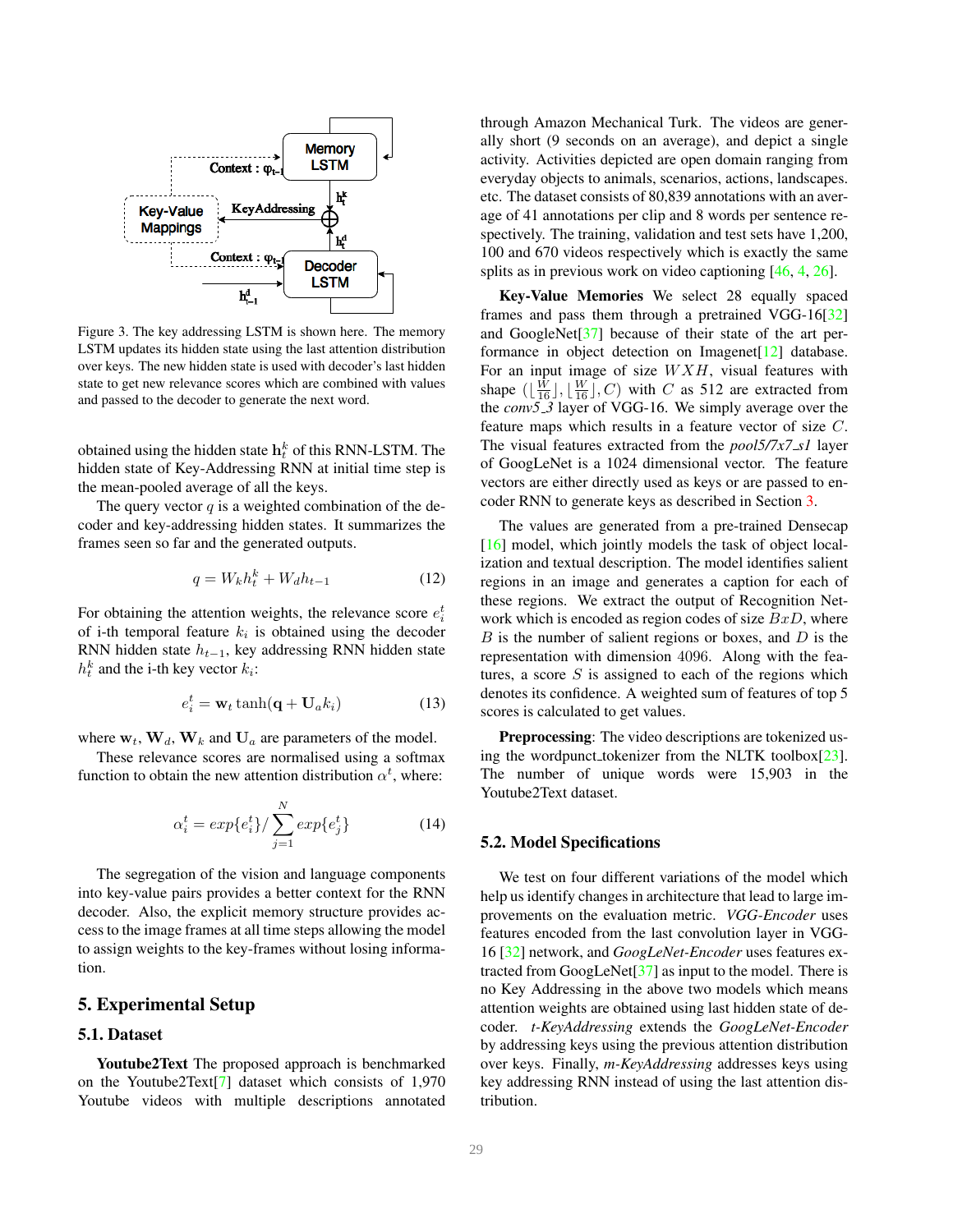Figure 3. The key addressing LSTM is shown here. The memory LSTM updates its hidden state using the last attention distribution over keys. The new hidden state is used with decoder's last hidden state to get new relevance scores which are combined with values and passed to the decoder to generate the next word.

obtained using the hidden state $\mathbf{h}_t^k$ of this RNN-LSTM. The hidden state of Key-Addressing RNN at initial time step is the mean-pooled average of all the keys.

The query vector $q$ is a weighted combination of the decoder and key-addressing hidden states. It summarizes the frames seen so far and the generated outputs.

$$q = W_k h_t^k + W_d h_{t-1} \tag{12}$$

For obtaining the attention weights, the relevance score $e_i^t$ of i-th temporal feature $k_i$ is obtained using the decoder RNN hidden state $h_{t-1}$, key addressing RNN hidden state $h_t^k$ and the i-th key vector $k_i$:

$$e_i^t = \mathbf{w}_t \tanh(\mathbf{q} + \mathbf{U}_a k_i) \tag{13}$$

where $\mathbf{w}_t$, $\mathbf{W}_d$, $\mathbf{W}_k$ and $\mathbf{U}_a$ are parameters of the model.

These relevance scores are normalised using a softmax function to obtain the new attention distribution $\alpha^t$, where:

$$\alpha_i^t = exp\{e_i^t\} / \sum_{j=1}^{N} exp\{e_j^t\} \tag{14}$$

The segregation of the vision and language components into key-value pairs provides a better context for the RNN decoder. Also, the explicit memory structure provides access to the image frames at all time steps allowing the model to assign weights to the key-frames without losing information.

## 5. Experimental Setup

### 5.1. Dataset

**Youtube2Text** The proposed approach is benchmarked on the Youtube2Text[7] dataset which consists of 1,970 Youtube videos with multiple descriptions annotated through Amazon Mechanical Turk. The videos are generally short (9 seconds on an average), and depict a single activity. Activities depicted are open domain ranging from everyday objects to animals, scenarios, actions, landscapes. etc. The dataset consists of 80,839 annotations with an average of 41 annotations per clip and 8 words per sentence respectively. The training, validation and test sets have 1,200, 100 and 670 videos respectively which is exactly the same splits as in previous work on video captioning [46, 4, 26].

**Key-Value Memories** We select 28 equally spaced frames and pass them through a pretrained VGG-16[32] and GoogleNet[37] because of their state of the art performance in object detection on Imagenet[12] database. For an input image of size $WXH$, visual features with shape $(\lfloor \frac{W}{16} \rfloor, \lfloor \frac{W}{16} \rfloor, C)$ with $C$ as 512 are extracted from the *conv5_3* layer of VGG-16. We simply average over the feature maps which results in a feature vector of size $C$. The visual features extracted from the *pool5/7x7_s1* layer of GoogLeNet is a 1024 dimensional vector. The feature vectors are either directly used as keys or are passed to encoder RNN to generate keys as described in Section 3.

The values are generated from a pre-trained Densecap [16] model, which jointly models the task of object localization and textual description. The model identifies salient regions in an image and generates a caption for each of these regions. We extract the output of Recognition Network which is encoded as region codes of size $BxD$, where $B$ is the number of salient regions or boxes, and $D$ is the representation with dimension 4096. Along with the features, a score $S$ is assigned to each of the regions which denotes its confidence. A weighted sum of features of top 5 scores is calculated to get values.

**Preprocessing**: The video descriptions are tokenized using the wordpunct_tokenizer from the NLTK toolbox[23]. The number of unique words were 15,903 in the Youtube2Text dataset.

### 5.2. Model Specifications

We test on four different variations of the model which help us identify changes in architecture that lead to large improvements on the evaluation metric. *VGG-Encoder* uses features encoded from the last convolution layer in VGG-16 [32] network, and *GoogLeNet-Encoder* uses features extracted from GoogLeNet[37] as input to the model. There is no Key Addressing in the above two models which means attention weights are obtained using last hidden state of decoder. *t-KeyAddressing* extends the *GoogLeNet-Encoder* by addressing keys using the previous attention distribution over keys. Finally, *m-KeyAddressing* addresses keys using key addressing RNN instead of using the last attention distribution.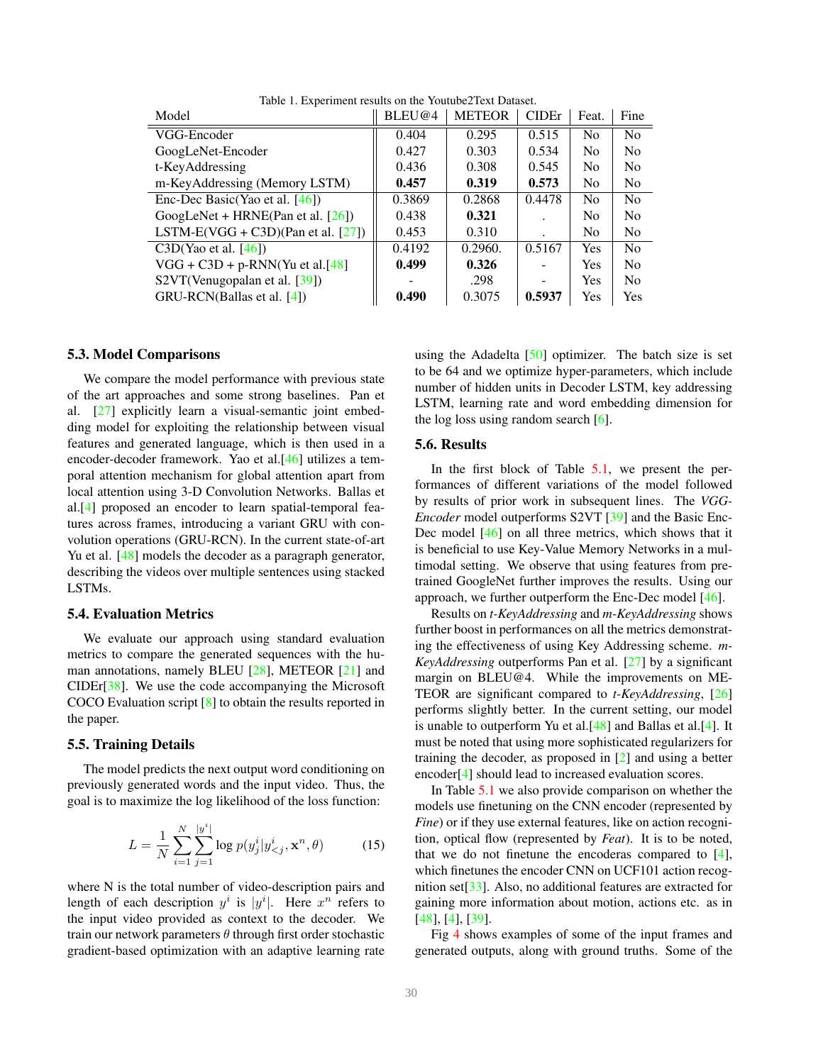Table 1. Experiment results on the Youtube2Text Dataset.

| Model | BLEU@4 | METEOR | CIDEr | Feat. | Fine |
|---|---|---|---|---|---|
| VGG-Encoder | 0.404 | 0.295 | 0.515 | No | No |
| GoogLeNet-Encoder | 0.427 | 0.303 | 0.534 | No | No |
| t-KeyAddressing | 0.436 | 0.308 | 0.545 | No | No |
| m-KeyAddressing (Memory LSTM) | **0.457** | **0.319** | **0.573** | No | No |
| Enc-Dec Basic(Yao et al. [46]) | 0.3869 | 0.2868 | 0.4478 | No | No |
| GoogLeNet + HRNE(Pan et al. [26]) | 0.438 | **0.321** | . | No | No |
| LSTM-E(VGG + C3D)(Pan et al. [27]) | 0.453 | 0.310 | . | No | No |
| C3D(Yao et al. [46]) | 0.4192 | 0.2960. | 0.5167 | Yes | No |
| VGG + C3D + p-RNN(Yu et al.[48] | **0.499** | **0.326** | - | Yes | No |
| S2VT(Venugopalan et al. [39]) | - | .298 | - | Yes | No |
| GRU-RCN(Ballas et al. [4]) | **0.490** | 0.3075 | **0.5937** | Yes | Yes |

### 5.3. Model Comparisons

We compare the model performance with previous state of the art approaches and some strong baselines. Pan et al. [27] explicitly learn a visual-semantic joint embedding model for exploiting the relationship between visual features and generated language, which is then used in a encoder-decoder framework. Yao et al.[46] utilizes a temporal attention mechanism for global attention apart from local attention using 3-D Convolution Networks. Ballas et al.[4] proposed an encoder to learn spatial-temporal features across frames, introducing a variant GRU with convolution operations (GRU-RCN). In the current state-of-art Yu et al. [48] models the decoder as a paragraph generator, describing the videos over multiple sentences using stacked LSTMs.

### 5.4. Evaluation Metrics

We evaluate our approach using standard evaluation metrics to compare the generated sequences with the human annotations, namely BLEU [28], METEOR [21] and CIDEr[38]. We use the code accompanying the Microsoft COCO Evaluation script [8] to obtain the results reported in the paper.

### 5.5. Training Details

The model predicts the next output word conditioning on previously generated words and the input video. Thus, the goal is to maximize the log likelihood of the loss function:

$$L = \frac{1}{N}\sum_{i=1}^{N}\sum_{j=1}^{|y^i|}\log p(y^i_j|y^i_{<j}, \mathbf{x}^n, \theta) \tag{15}$$

where N is the total number of video-description pairs and length of each description $y^i$ is $|y^i|$. Here $x^n$ refers to the input video provided as context to the decoder. We train our network parameters $\theta$ through first order stochastic gradient-based optimization with an adaptive learning rate using the Adadelta [50] optimizer. The batch size is set to be 64 and we optimize hyper-parameters, which include number of hidden units in Decoder LSTM, key addressing LSTM, learning rate and word embedding dimension for the log loss using random search [6].

### 5.6. Results

In the first block of Table 5.1, we present the performances of different variations of the model followed by results of prior work in subsequent lines. The *VGG-Encoder* model outperforms S2VT [39] and the Basic Enc-Dec model [46] on all three metrics, which shows that it is beneficial to use Key-Value Memory Networks in a multimodal setting. We observe that using features from pre-trained GoogleNet further improves the results. Using our approach, we further outperform the Enc-Dec model [46].

Results on *t-KeyAddressing* and *m-KeyAddressing* shows further boost in performances on all the metrics demonstrating the effectiveness of using Key Addressing scheme. *m-KeyAddressing* outperforms Pan et al. [27] by a significant margin on BLEU@4. While the improvements on METEOR are significant compared to *t-KeyAddressing*, [26] performs slightly better. In the current setting, our model is unable to outperform Yu et al.[48] and Ballas et al.[4]. It must be noted that using more sophisticated regularizers for training the decoder, as proposed in [2] and using a better encoder[4] should lead to increased evaluation scores.

In Table 5.1 we also provide comparison on whether the models use finetuning on the CNN encoder (represented by *Fine*) or if they use external features, like on action recognition, optical flow (represented by *Feat*). It is to be noted, that we do not finetune the encoderas compared to [4], which finetunes the encoder CNN on UCF101 action recognition set[33]. Also, no additional features are extracted for gaining more information about motion, actions etc. as in [48], [4], [39].

Fig 4 shows examples of some of the input frames and generated outputs, along with ground truths. Some of the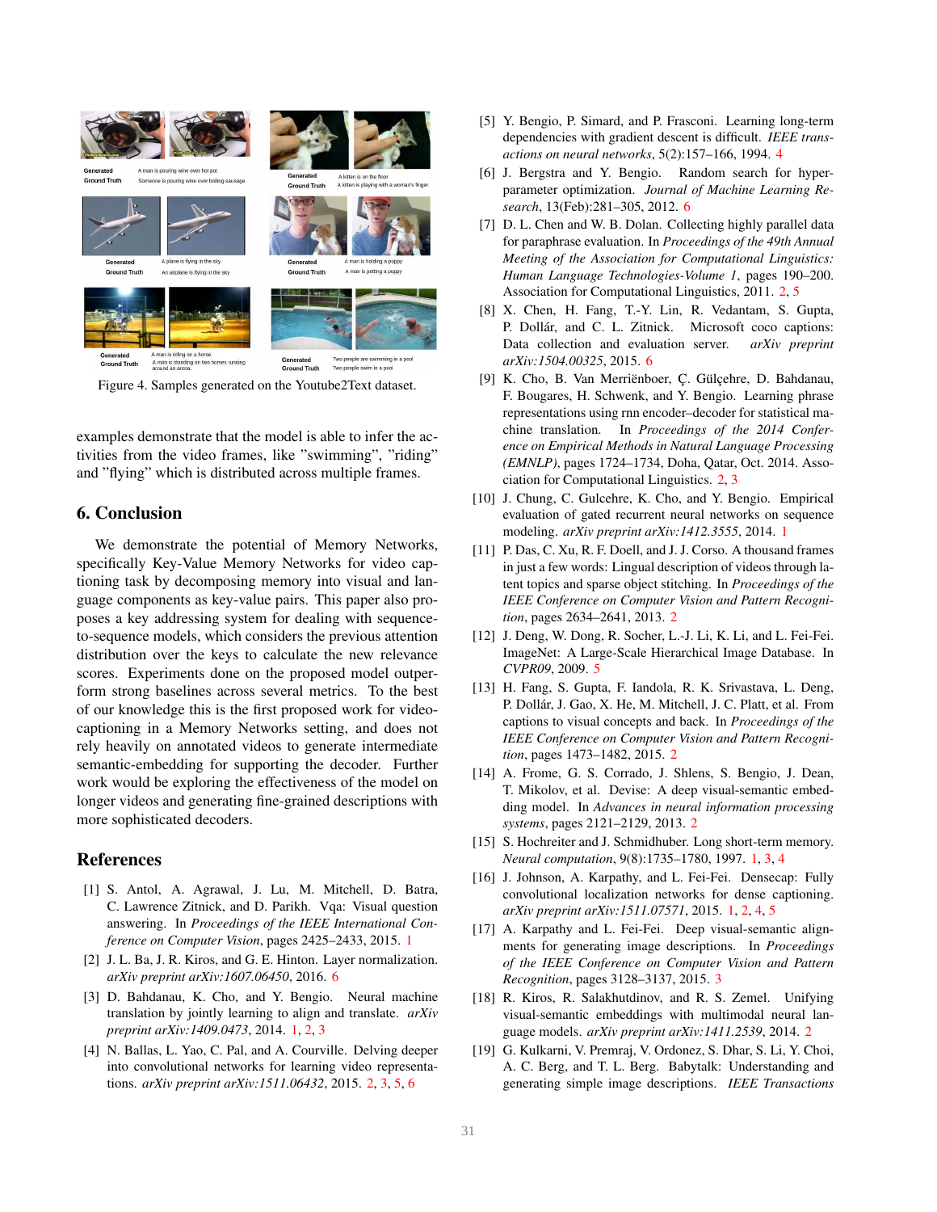Figure 4. Samples generated on the Youtube2Text dataset.

examples demonstrate that the model is able to infer the activities from the video frames, like "swimming", "riding" and "flying" which is distributed across multiple frames.

## 6. Conclusion

We demonstrate the potential of Memory Networks, specifically Key-Value Memory Networks for video captioning task by decomposing memory into visual and language components as key-value pairs. This paper also proposes a key addressing system for dealing with sequence-to-sequence models, which considers the previous attention distribution over the keys to calculate the new relevance scores. Experiments done on the proposed model outperform strong baselines across several metrics. To the best of our knowledge this is the first proposed work for video-captioning in a Memory Networks setting, and does not rely heavily on annotated videos to generate intermediate semantic-embedding for supporting the decoder. Further work would be exploring the effectiveness of the model on longer videos and generating fine-grained descriptions with more sophisticated decoders.

## References

[1] S. Antol, A. Agrawal, J. Lu, M. Mitchell, D. Batra, C. Lawrence Zitnick, and D. Parikh. Vqa: Visual question answering. In *Proceedings of the IEEE International Conference on Computer Vision*, pages 2425–2433, 2015. 1

[2] J. L. Ba, J. R. Kiros, and G. E. Hinton. Layer normalization. *arXiv preprint arXiv:1607.06450*, 2016. 6

[3] D. Bahdanau, K. Cho, and Y. Bengio. Neural machine translation by jointly learning to align and translate. *arXiv preprint arXiv:1409.0473*, 2014. 1, 2, 3

[4] N. Ballas, L. Yao, C. Pal, and A. Courville. Delving deeper into convolutional networks for learning video representations. *arXiv preprint arXiv:1511.06432*, 2015. 2, 3, 5, 6

[5] Y. Bengio, P. Simard, and P. Frasconi. Learning long-term dependencies with gradient descent is difficult. *IEEE transactions on neural networks*, 5(2):157–166, 1994. 4

[6] J. Bergstra and Y. Bengio. Random search for hyper-parameter optimization. *Journal of Machine Learning Research*, 13(Feb):281–305, 2012. 6

[7] D. L. Chen and W. B. Dolan. Collecting highly parallel data for paraphrase evaluation. In *Proceedings of the 49th Annual Meeting of the Association for Computational Linguistics: Human Language Technologies-Volume 1*, pages 190–200. Association for Computational Linguistics, 2011. 2, 5

[8] X. Chen, H. Fang, T.-Y. Lin, R. Vedantam, S. Gupta, P. Dollár, and C. L. Zitnick. Microsoft coco captions: Data collection and evaluation server. *arXiv preprint arXiv:1504.00325*, 2015. 6

[9] K. Cho, B. Van Merriënboer, Ç. Gülçehre, D. Bahdanau, F. Bougares, H. Schwenk, and Y. Bengio. Learning phrase representations using rnn encoder–decoder for statistical machine translation. In *Proceedings of the 2014 Conference on Empirical Methods in Natural Language Processing (EMNLP)*, pages 1724–1734, Doha, Qatar, Oct. 2014. Association for Computational Linguistics. 2, 3

[10] J. Chung, C. Gulcehre, K. Cho, and Y. Bengio. Empirical evaluation of gated recurrent neural networks on sequence modeling. *arXiv preprint arXiv:1412.3555*, 2014. 1

[11] P. Das, C. Xu, R. F. Doell, and J. J. Corso. A thousand frames in just a few words: Lingual description of videos through latent topics and sparse object stitching. In *Proceedings of the IEEE Conference on Computer Vision and Pattern Recognition*, pages 2634–2641, 2013. 2

[12] J. Deng, W. Dong, R. Socher, L.-J. Li, K. Li, and L. Fei-Fei. ImageNet: A Large-Scale Hierarchical Image Database. In *CVPR09*, 2009. 5

[13] H. Fang, S. Gupta, F. Iandola, R. K. Srivastava, L. Deng, P. Dollár, J. Gao, X. He, M. Mitchell, J. C. Platt, et al. From captions to visual concepts and back. In *Proceedings of the IEEE Conference on Computer Vision and Pattern Recognition*, pages 1473–1482, 2015. 2

[14] A. Frome, G. S. Corrado, J. Shlens, S. Bengio, J. Dean, T. Mikolov, et al. Devise: A deep visual-semantic embedding model. In *Advances in neural information processing systems*, pages 2121–2129, 2013. 2

[15] S. Hochreiter and J. Schmidhuber. Long short-term memory. *Neural computation*, 9(8):1735–1780, 1997. 1, 3, 4

[16] J. Johnson, A. Karpathy, and L. Fei-Fei. Densecap: Fully convolutional localization networks for dense captioning. *arXiv preprint arXiv:1511.07571*, 2015. 1, 2, 4, 5

[17] A. Karpathy and L. Fei-Fei. Deep visual-semantic alignments for generating image descriptions. In *Proceedings of the IEEE Conference on Computer Vision and Pattern Recognition*, pages 3128–3137, 2015. 3

[18] R. Kiros, R. Salakhutdinov, and R. S. Zemel. Unifying visual-semantic embeddings with multimodal neural language models. *arXiv preprint arXiv:1411.2539*, 2014. 2

[19] G. Kulkarni, V. Premraj, V. Ordonez, S. Dhar, S. Li, Y. Choi, A. C. Berg, and T. L. Berg. Babytalk: Understanding and generating simple image descriptions. *IEEE Transactions*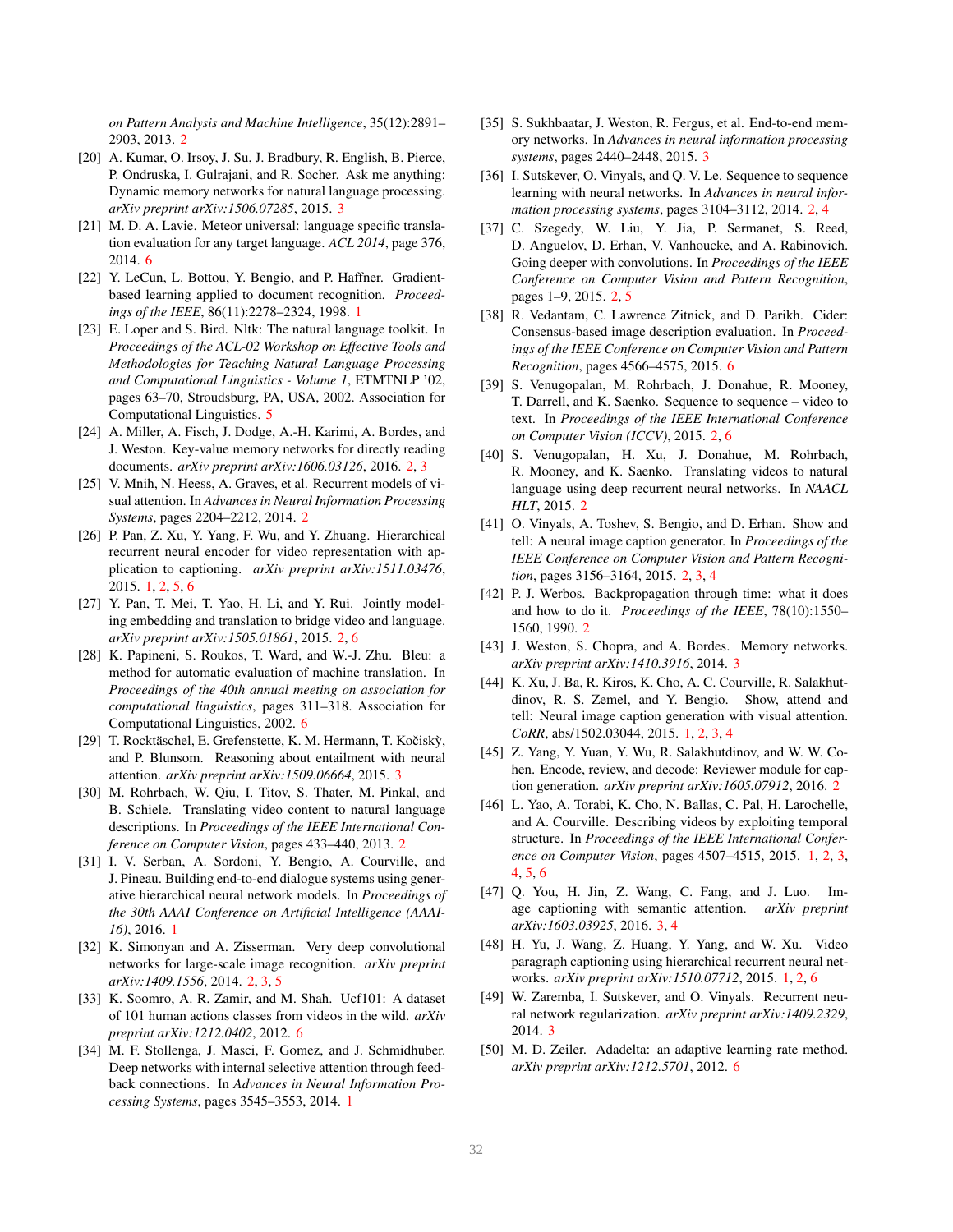*on Pattern Analysis and Machine Intelligence*, 35(12):2891–2903, 2013. 2

[20] A. Kumar, O. Irsoy, J. Su, J. Bradbury, R. English, B. Pierce, P. Ondruska, I. Gulrajani, and R. Socher. Ask me anything: Dynamic memory networks for natural language processing. *arXiv preprint arXiv:1506.07285*, 2015. 3

[21] M. D. A. Lavie. Meteor universal: language specific translation evaluation for any target language. *ACL 2014*, page 376, 2014. 6

[22] Y. LeCun, L. Bottou, Y. Bengio, and P. Haffner. Gradient-based learning applied to document recognition. *Proceedings of the IEEE*, 86(11):2278–2324, 1998. 1

[23] E. Loper and S. Bird. Nltk: The natural language toolkit. In *Proceedings of the ACL-02 Workshop on Effective Tools and Methodologies for Teaching Natural Language Processing and Computational Linguistics - Volume 1*, ETMTNLP '02, pages 63–70, Stroudsburg, PA, USA, 2002. Association for Computational Linguistics. 5

[24] A. Miller, A. Fisch, J. Dodge, A.-H. Karimi, A. Bordes, and J. Weston. Key-value memory networks for directly reading documents. *arXiv preprint arXiv:1606.03126*, 2016. 2, 3

[25] V. Mnih, N. Heess, A. Graves, et al. Recurrent models of visual attention. In *Advances in Neural Information Processing Systems*, pages 2204–2212, 2014. 2

[26] P. Pan, Z. Xu, Y. Yang, F. Wu, and Y. Zhuang. Hierarchical recurrent neural encoder for video representation with application to captioning. *arXiv preprint arXiv:1511.03476*, 2015. 1, 2, 5, 6

[27] Y. Pan, T. Mei, T. Yao, H. Li, and Y. Rui. Jointly modeling embedding and translation to bridge video and language. *arXiv preprint arXiv:1505.01861*, 2015. 2, 6

[28] K. Papineni, S. Roukos, T. Ward, and W.-J. Zhu. Bleu: a method for automatic evaluation of machine translation. In *Proceedings of the 40th annual meeting on association for computational linguistics*, pages 311–318. Association for Computational Linguistics, 2002. 6

[29] T. Rocktäschel, E. Grefenstette, K. M. Hermann, T. Kočiskỳ, and P. Blunsom. Reasoning about entailment with neural attention. *arXiv preprint arXiv:1509.06664*, 2015. 3

[30] M. Rohrbach, W. Qiu, I. Titov, S. Thater, M. Pinkal, and B. Schiele. Translating video content to natural language descriptions. In *Proceedings of the IEEE International Conference on Computer Vision*, pages 433–440, 2013. 2

[31] I. V. Serban, A. Sordoni, Y. Bengio, A. Courville, and J. Pineau. Building end-to-end dialogue systems using generative hierarchical neural network models. In *Proceedings of the 30th AAAI Conference on Artificial Intelligence (AAAI-16)*, 2016. 1

[32] K. Simonyan and A. Zisserman. Very deep convolutional networks for large-scale image recognition. *arXiv preprint arXiv:1409.1556*, 2014. 2, 3, 5

[33] K. Soomro, A. R. Zamir, and M. Shah. Ucf101: A dataset of 101 human actions classes from videos in the wild. *arXiv preprint arXiv:1212.0402*, 2012. 6

[34] M. F. Stollenga, J. Masci, F. Gomez, and J. Schmidhuber. Deep networks with internal selective attention through feedback connections. In *Advances in Neural Information Processing Systems*, pages 3545–3553, 2014. 1

[35] S. Sukhbaatar, J. Weston, R. Fergus, et al. End-to-end memory networks. In *Advances in neural information processing systems*, pages 2440–2448, 2015. 3

[36] I. Sutskever, O. Vinyals, and Q. V. Le. Sequence to sequence learning with neural networks. In *Advances in neural information processing systems*, pages 3104–3112, 2014. 2, 4

[37] C. Szegedy, W. Liu, Y. Jia, P. Sermanet, S. Reed, D. Anguelov, D. Erhan, V. Vanhoucke, and A. Rabinovich. Going deeper with convolutions. In *Proceedings of the IEEE Conference on Computer Vision and Pattern Recognition*, pages 1–9, 2015. 2, 5

[38] R. Vedantam, C. Lawrence Zitnick, and D. Parikh. Cider: Consensus-based image description evaluation. In *Proceedings of the IEEE Conference on Computer Vision and Pattern Recognition*, pages 4566–4575, 2015. 6

[39] S. Venugopalan, M. Rohrbach, J. Donahue, R. Mooney, T. Darrell, and K. Saenko. Sequence to sequence – video to text. In *Proceedings of the IEEE International Conference on Computer Vision (ICCV)*, 2015. 2, 6

[40] S. Venugopalan, H. Xu, J. Donahue, M. Rohrbach, R. Mooney, and K. Saenko. Translating videos to natural language using deep recurrent neural networks. In *NAACL HLT*, 2015. 2

[41] O. Vinyals, A. Toshev, S. Bengio, and D. Erhan. Show and tell: A neural image caption generator. In *Proceedings of the IEEE Conference on Computer Vision and Pattern Recognition*, pages 3156–3164, 2015. 2, 3, 4

[42] P. J. Werbos. Backpropagation through time: what it does and how to do it. *Proceedings of the IEEE*, 78(10):1550–1560, 1990. 2

[43] J. Weston, S. Chopra, and A. Bordes. Memory networks. *arXiv preprint arXiv:1410.3916*, 2014. 3

[44] K. Xu, J. Ba, R. Kiros, K. Cho, A. C. Courville, R. Salakhutdinov, R. S. Zemel, and Y. Bengio. Show, attend and tell: Neural image caption generation with visual attention. *CoRR*, abs/1502.03044, 2015. 1, 2, 3, 4

[45] Z. Yang, Y. Yuan, Y. Wu, R. Salakhutdinov, and W. W. Cohen. Encode, review, and decode: Reviewer module for caption generation. *arXiv preprint arXiv:1605.07912*, 2016. 2

[46] L. Yao, A. Torabi, K. Cho, N. Ballas, C. Pal, H. Larochelle, and A. Courville. Describing videos by exploiting temporal structure. In *Proceedings of the IEEE International Conference on Computer Vision*, pages 4507–4515, 2015. 1, 2, 3, 4, 5, 6

[47] Q. You, H. Jin, Z. Wang, C. Fang, and J. Luo. Image captioning with semantic attention. *arXiv preprint arXiv:1603.03925*, 2016. 3, 4

[48] H. Yu, J. Wang, Z. Huang, Y. Yang, and W. Xu. Video paragraph captioning using hierarchical recurrent neural networks. *arXiv preprint arXiv:1510.07712*, 2015. 1, 2, 6

[49] W. Zaremba, I. Sutskever, and O. Vinyals. Recurrent neural network regularization. *arXiv preprint arXiv:1409.2329*, 2014. 3

[50] M. D. Zeiler. Adadelta: an adaptive learning rate method. *arXiv preprint arXiv:1212.5701*, 2012. 6